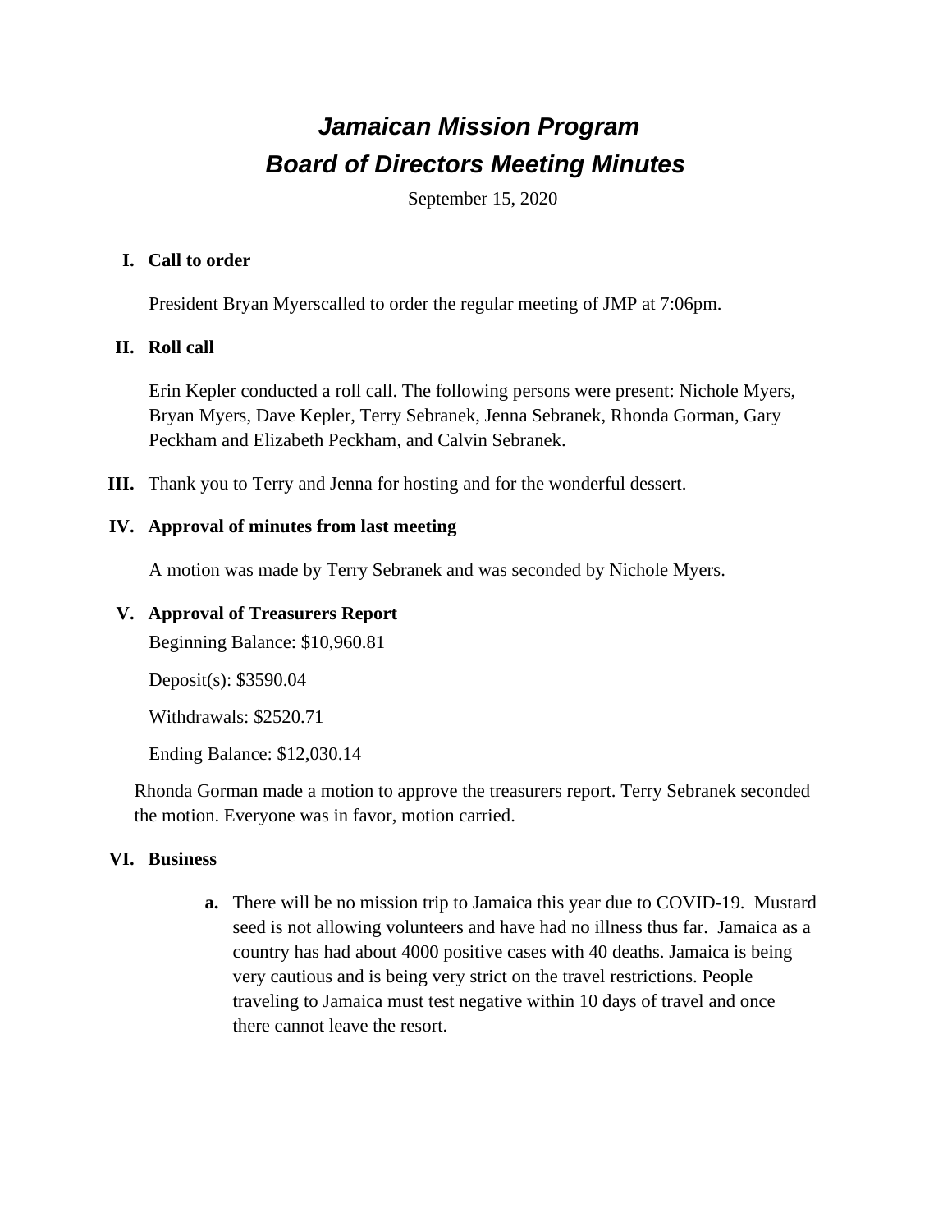# *Jamaican Mission Program*
# *Board of Directors Meeting Minutes*

September 15, 2020

## I. Call to order

President Bryan Myerscalled to order the regular meeting of JMP at 7:06pm.

## II. Roll call

Erin Kepler conducted a roll call. The following persons were present: Nichole Myers, Bryan Myers, Dave Kepler, Terry Sebranek, Jenna Sebranek, Rhonda Gorman, Gary Peckham and Elizabeth Peckham, and Calvin Sebranek.

**III.** Thank you to Terry and Jenna for hosting and for the wonderful dessert.

## IV. Approval of minutes from last meeting

A motion was made by Terry Sebranek and was seconded by Nichole Myers.

## V. Approval of Treasurers Report

Beginning Balance: $10,960.81

Deposit(s): $3590.04

Withdrawals: $2520.71

Ending Balance: $12,030.14

Rhonda Gorman made a motion to approve the treasurers report. Terry Sebranek seconded the motion. Everyone was in favor, motion carried.

## VI. Business

**a.** There will be no mission trip to Jamaica this year due to COVID-19. Mustard seed is not allowing volunteers and have had no illness thus far. Jamaica as a country has had about 4000 positive cases with 40 deaths. Jamaica is being very cautious and is being very strict on the travel restrictions. People traveling to Jamaica must test negative within 10 days of travel and once there cannot leave the resort.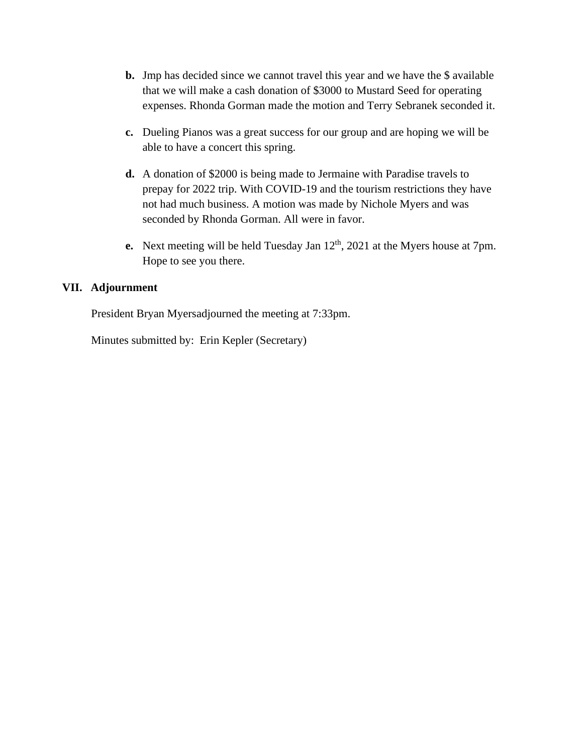b. Jmp has decided since we cannot travel this year and we have the $ available that we will make a cash donation of $3000 to Mustard Seed for operating expenses. Rhonda Gorman made the motion and Terry Sebranek seconded it.

c. Dueling Pianos was a great success for our group and are hoping we will be able to have a concert this spring.

d. A donation of $2000 is being made to Jermaine with Paradise travels to prepay for 2022 trip. With COVID-19 and the tourism restrictions they have not had much business. A motion was made by Nichole Myers and was seconded by Rhonda Gorman. All were in favor.

e. Next meeting will be held Tuesday Jan 12th, 2021 at the Myers house at 7pm. Hope to see you there.

## VII. Adjournment

President Bryan Myersadjourned the meeting at 7:33pm.

Minutes submitted by: Erin Kepler (Secretary)